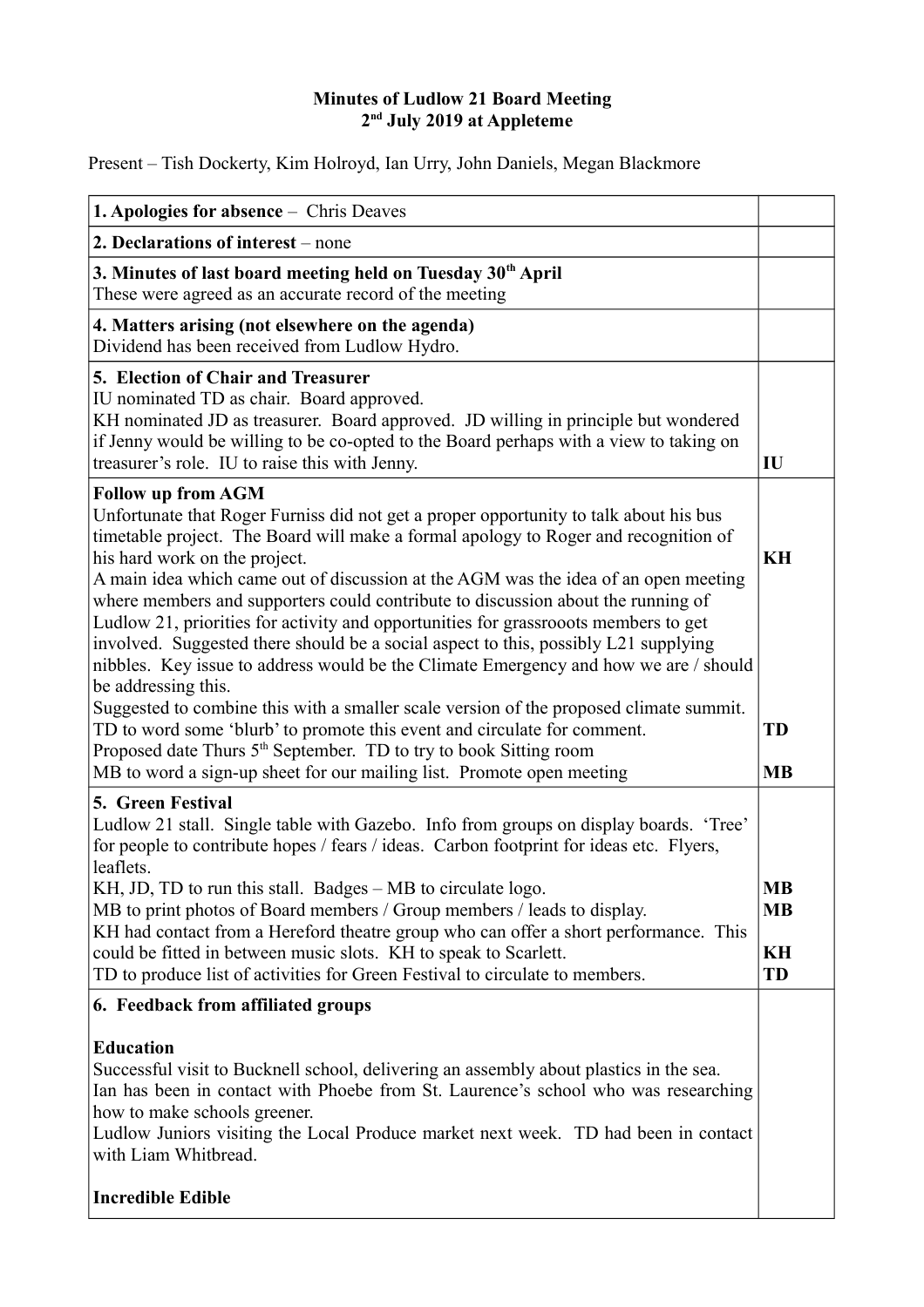**Minutes of Ludlow 21 Board Meeting**
**2nd July 2019 at Appleteme**

Present – Tish Dockerty, Kim Holroyd, Ian Urry, John Daniels, Megan Blackmore

| | |
|---|---|
| **1. Apologies for absence** – Chris Deaves | |
| **2. Declarations of interest** – none | |
| **3. Minutes of last board meeting held on Tuesday 30th April**<br>These were agreed as an accurate record of the meeting | |
| **4. Matters arising (not elsewhere on the agenda)**<br>Dividend has been received from Ludlow Hydro. | |
| **5. Election of Chair and Treasurer**<br>IU nominated TD as chair. Board approved.<br>KH nominated JD as treasurer. Board approved. JD willing in principle but wondered if Jenny would be willing to be co-opted to the Board perhaps with a view to taking on treasurer's role. IU to raise this with Jenny. | **IU** |
| **Follow up from AGM**<br>Unfortunate that Roger Furniss did not get a proper opportunity to talk about his bus timetable project. The Board will make a formal apology to Roger and recognition of his hard work on the project. | **KH** |
| A main idea which came out of discussion at the AGM was the idea of an open meeting where members and supporters could contribute to discussion about the running of Ludlow 21, priorities for activity and opportunities for grassrooots members to get involved. Suggested there should be a social aspect to this, possibly L21 supplying nibbles. Key issue to address would be the Climate Emergency and how we are / should be addressing this.<br>Suggested to combine this with a smaller scale version of the proposed climate summit. TD to word some 'blurb' to promote this event and circulate for comment.<br>Proposed date Thurs 5th September. TD to try to book Sitting room | **TD** |
| MB to word a sign-up sheet for our mailing list. Promote open meeting | **MB** |
| **5. Green Festival**<br>Ludlow 21 stall. Single table with Gazebo. Info from groups on display boards. 'Tree' for people to contribute hopes / fears / ideas. Carbon footprint for ideas etc. Flyers, leaflets.<br>KH, JD, TD to run this stall. Badges – MB to circulate logo. | **MB** |
| MB to print photos of Board members / Group members / leads to display. | **MB** |
| KH had contact from a Hereford theatre group who can offer a short performance. This could be fitted in between music slots. KH to speak to Scarlett. | **KH** |
| TD to produce list of activities for Green Festival to circulate to members. | **TD** |
| **6. Feedback from affiliated groups**<br><br>**Education**<br>Successful visit to Bucknell school, delivering an assembly about plastics in the sea.<br>Ian has been in contact with Phoebe from St. Laurence's school who was researching how to make schools greener.<br>Ludlow Juniors visiting the Local Produce market next week. TD had been in contact with Liam Whitbread.<br><br>**Incredible Edible** | |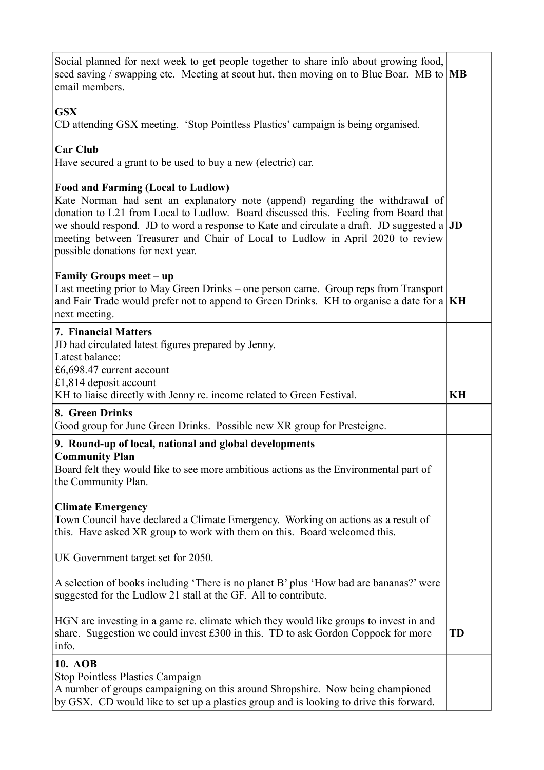| | |
|---|---|
| Social planned for next week to get people together to share info about growing food, seed saving / swapping etc. Meeting at scout hut, then moving on to Blue Boar. MB to email members.<br><br>**GSX**<br>CD attending GSX meeting. 'Stop Pointless Plastics' campaign is being organised.<br><br>**Car Club**<br>Have secured a grant to be used to buy a new (electric) car.<br><br>**Food and Farming (Local to Ludlow)**<br>Kate Norman had sent an explanatory note (append) regarding the withdrawal of donation to L21 from Local to Ludlow. Board discussed this. Feeling from Board that we should respond. JD to word a response to Kate and circulate a draft. JD suggested a meeting between Treasurer and Chair of Local to Ludlow in April 2020 to review possible donations for next year.<br><br>**Family Groups meet – up**<br>Last meeting prior to May Green Drinks – one person came. Group reps from Transport and Fair Trade would prefer not to append to Green Drinks. KH to organise a date for a next meeting. | **MB**<br><br><br><br><br><br><br>**JD**<br><br><br>**KH** |
| **7. Financial Matters**<br>JD had circulated latest figures prepared by Jenny.<br>Latest balance:<br>£6,698.47 current account<br>£1,814 deposit account<br>KH to liaise directly with Jenny re. income related to Green Festival. | **KH** |
| **8. Green Drinks**<br>Good group for June Green Drinks. Possible new XR group for Presteigne. | |
| **9. Round-up of local, national and global developments**<br>**Community Plan**<br>Board felt they would like to see more ambitious actions as the Environmental part of the Community Plan.<br><br>**Climate Emergency**<br>Town Council have declared a Climate Emergency. Working on actions as a result of this. Have asked XR group to work with them on this. Board welcomed this.<br><br>UK Government target set for 2050.<br><br>A selection of books including 'There is no planet B' plus 'How bad are bananas?' were suggested for the Ludlow 21 stall at the GF. All to contribute.<br><br>HGN are investing in a game re. climate which they would like groups to invest in and share. Suggestion we could invest £300 in this. TD to ask Gordon Coppock for more info. | **TD** |
| **10. AOB**<br>Stop Pointless Plastics Campaign<br>A number of groups campaigning on this around Shropshire. Now being championed by GSX. CD would like to set up a plastics group and is looking to drive this forward. | |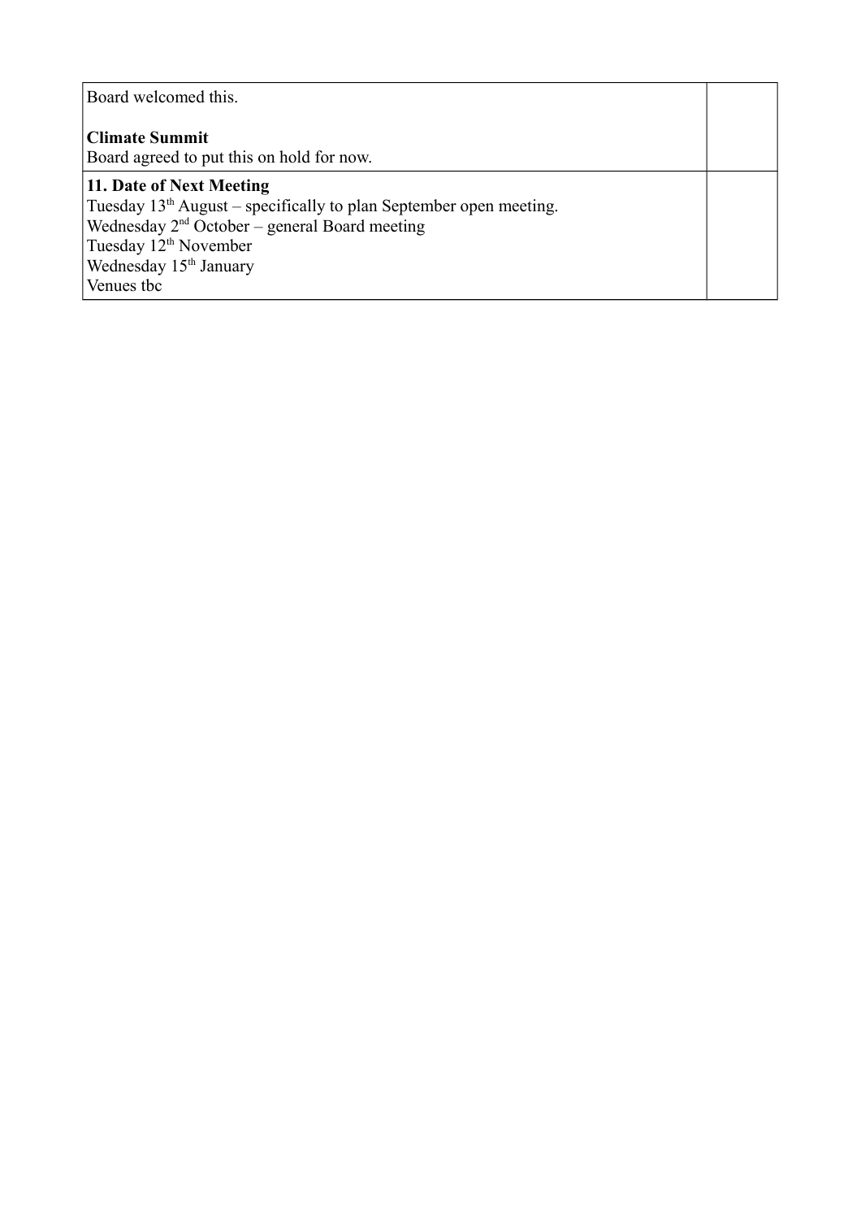| | |
|---|---|
| Board welcomed this.<br><br>**Climate Summit**<br>Board agreed to put this on hold for now. | |
| **11. Date of Next Meeting**<br>Tuesday 13th August – specifically to plan September open meeting.<br>Wednesday 2nd October – general Board meeting<br>Tuesday 12th November<br>Wednesday 15th January<br>Venues tbc | |